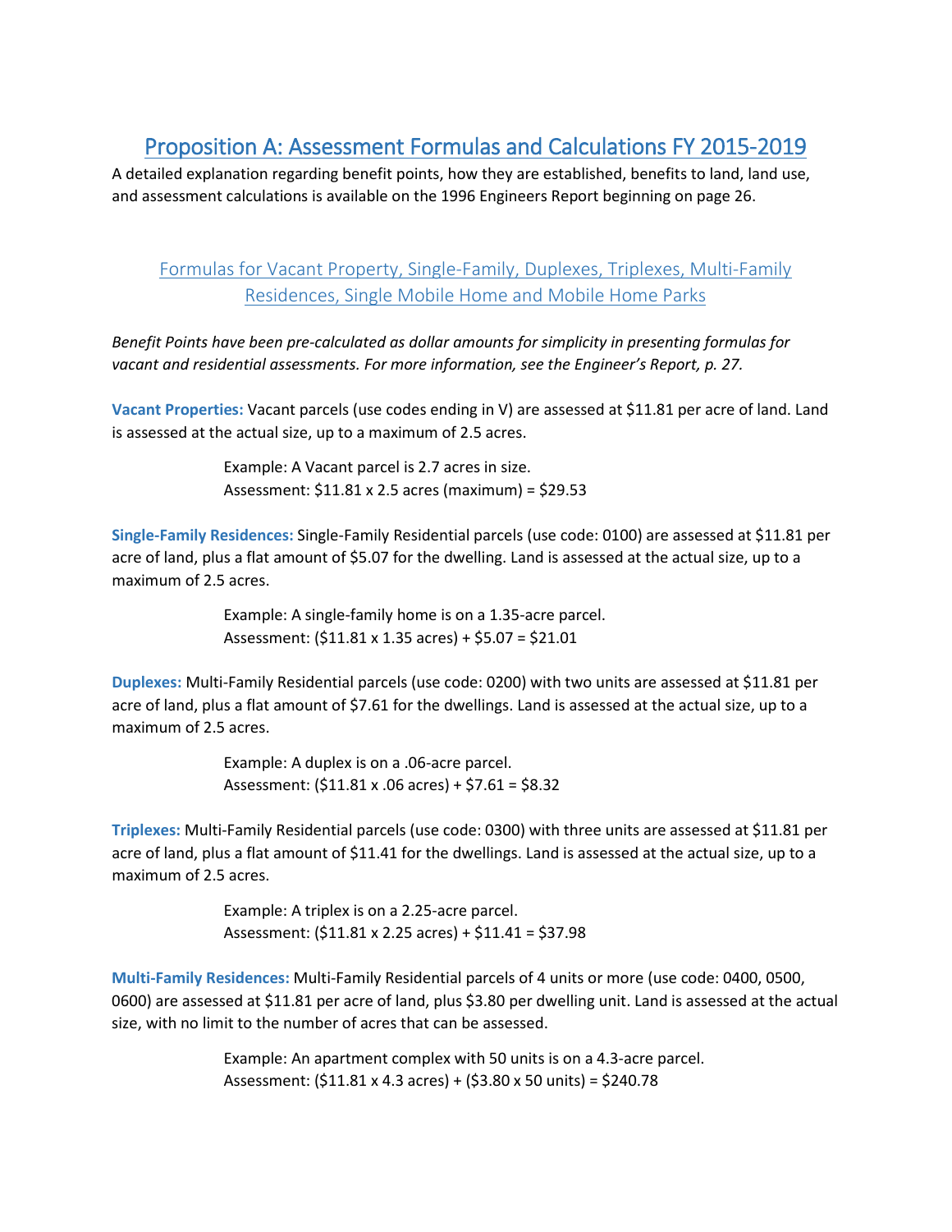# Proposition A: Assessment Formulas and Calculations FY 2015-2019

A detailed explanation regarding benefit points, how they are established, benefits to land, land use, and assessment calculations is available on the 1996 Engineers Report beginning on page 26.

## Formulas for Vacant Property, Single-Family, Duplexes, Triplexes, Multi-Family Residences, Single Mobile Home and Mobile Home Parks

*Benefit Points have been pre-calculated as dollar amounts for simplicity in presenting formulas for vacant and residential assessments. For more information, see the Engineer's Report, p. 27.*

**Vacant Properties:** Vacant parcels (use codes ending in V) are assessed at $11.81 per acre of land. Land is assessed at the actual size, up to a maximum of 2.5 acres.

> Example: A Vacant parcel is 2.7 acres in size.
> Assessment: $11.81 x 2.5 acres (maximum) = $29.53

**Single-Family Residences:** Single-Family Residential parcels (use code: 0100) are assessed at $11.81 per acre of land, plus a flat amount of $5.07 for the dwelling. Land is assessed at the actual size, up to a maximum of 2.5 acres.

> Example: A single-family home is on a 1.35-acre parcel.
> Assessment: ($11.81 x 1.35 acres) + $5.07 = $21.01

**Duplexes:** Multi-Family Residential parcels (use code: 0200) with two units are assessed at $11.81 per acre of land, plus a flat amount of $7.61 for the dwellings. Land is assessed at the actual size, up to a maximum of 2.5 acres.

> Example: A duplex is on a .06-acre parcel.
> Assessment: ($11.81 x .06 acres) + $7.61 = $8.32

**Triplexes:** Multi-Family Residential parcels (use code: 0300) with three units are assessed at $11.81 per acre of land, plus a flat amount of $11.41 for the dwellings. Land is assessed at the actual size, up to a maximum of 2.5 acres.

> Example: A triplex is on a 2.25-acre parcel.
> Assessment: ($11.81 x 2.25 acres) + $11.41 = $37.98

**Multi-Family Residences:** Multi-Family Residential parcels of 4 units or more (use code: 0400, 0500, 0600) are assessed at $11.81 per acre of land, plus $3.80 per dwelling unit. Land is assessed at the actual size, with no limit to the number of acres that can be assessed.

> Example: An apartment complex with 50 units is on a 4.3-acre parcel.
> Assessment: ($11.81 x 4.3 acres) + ($3.80 x 50 units) = $240.78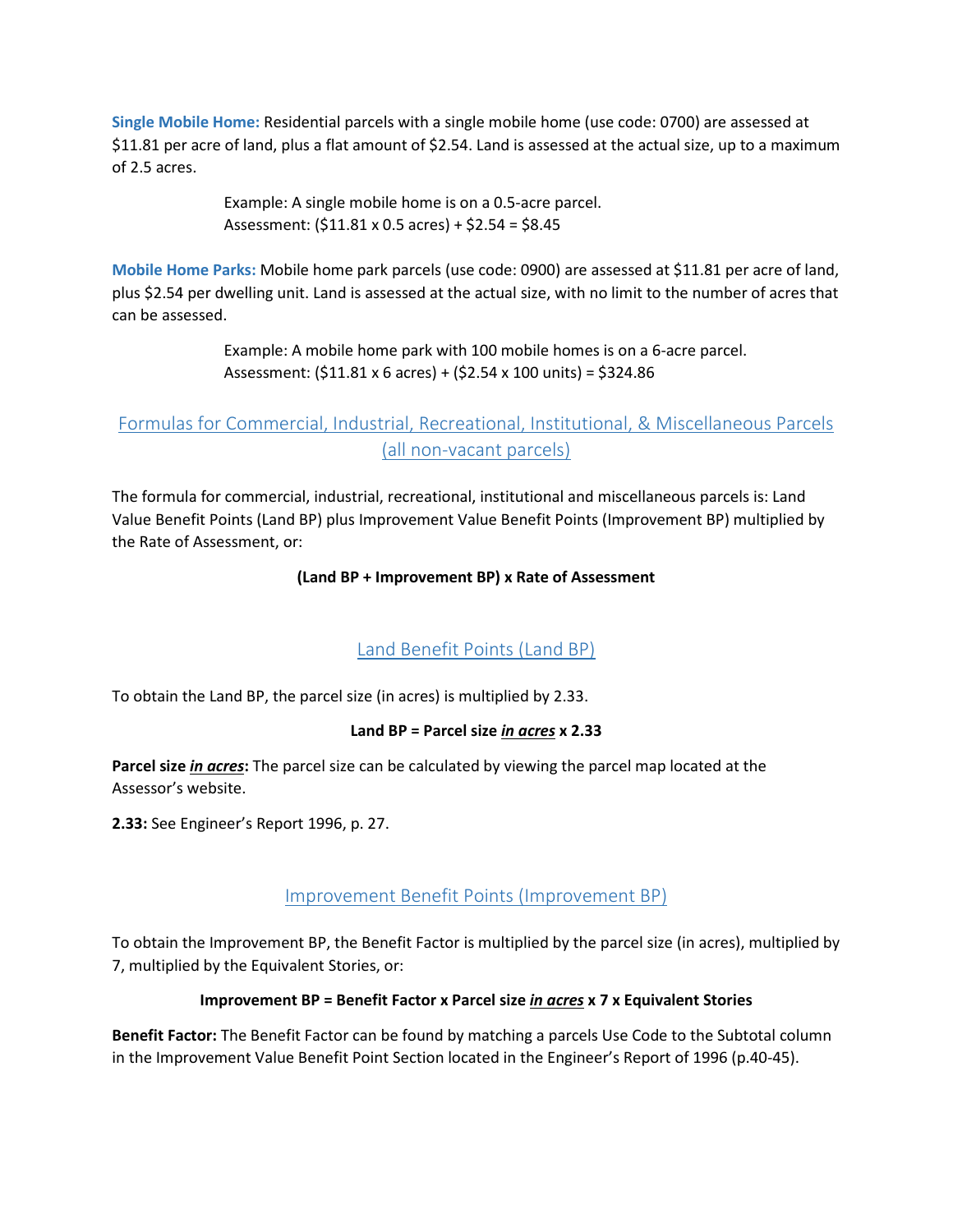**Single Mobile Home:** Residential parcels with a single mobile home (use code: 0700) are assessed at \$11.81 per acre of land, plus a flat amount of \$2.54. Land is assessed at the actual size, up to a maximum of 2.5 acres.

> Example: A single mobile home is on a 0.5-acre parcel.
> Assessment: (\$11.81 x 0.5 acres) + \$2.54 = \$8.45

**Mobile Home Parks:** Mobile home park parcels (use code: 0900) are assessed at \$11.81 per acre of land, plus \$2.54 per dwelling unit. Land is assessed at the actual size, with no limit to the number of acres that can be assessed.

> Example: A mobile home park with 100 mobile homes is on a 6-acre parcel.
> Assessment: (\$11.81 x 6 acres) + (\$2.54 x 100 units) = \$324.86

## Formulas for Commercial, Industrial, Recreational, Institutional, & Miscellaneous Parcels (all non-vacant parcels)

The formula for commercial, industrial, recreational, institutional and miscellaneous parcels is: Land Value Benefit Points (Land BP) plus Improvement Value Benefit Points (Improvement BP) multiplied by the Rate of Assessment, or:

**(Land BP + Improvement BP) x Rate of Assessment**

### Land Benefit Points (Land BP)

To obtain the Land BP, the parcel size (in acres) is multiplied by 2.33.

**Land BP = Parcel size *in acres* x 2.33**

**Parcel size *in acres*:** The parcel size can be calculated by viewing the parcel map located at the Assessor's website.

**2.33:** See Engineer's Report 1996, p. 27.

### Improvement Benefit Points (Improvement BP)

To obtain the Improvement BP, the Benefit Factor is multiplied by the parcel size (in acres), multiplied by 7, multiplied by the Equivalent Stories, or:

**Improvement BP = Benefit Factor x Parcel size *in acres* x 7 x Equivalent Stories**

**Benefit Factor:** The Benefit Factor can be found by matching a parcels Use Code to the Subtotal column in the Improvement Value Benefit Point Section located in the Engineer's Report of 1996 (p.40-45).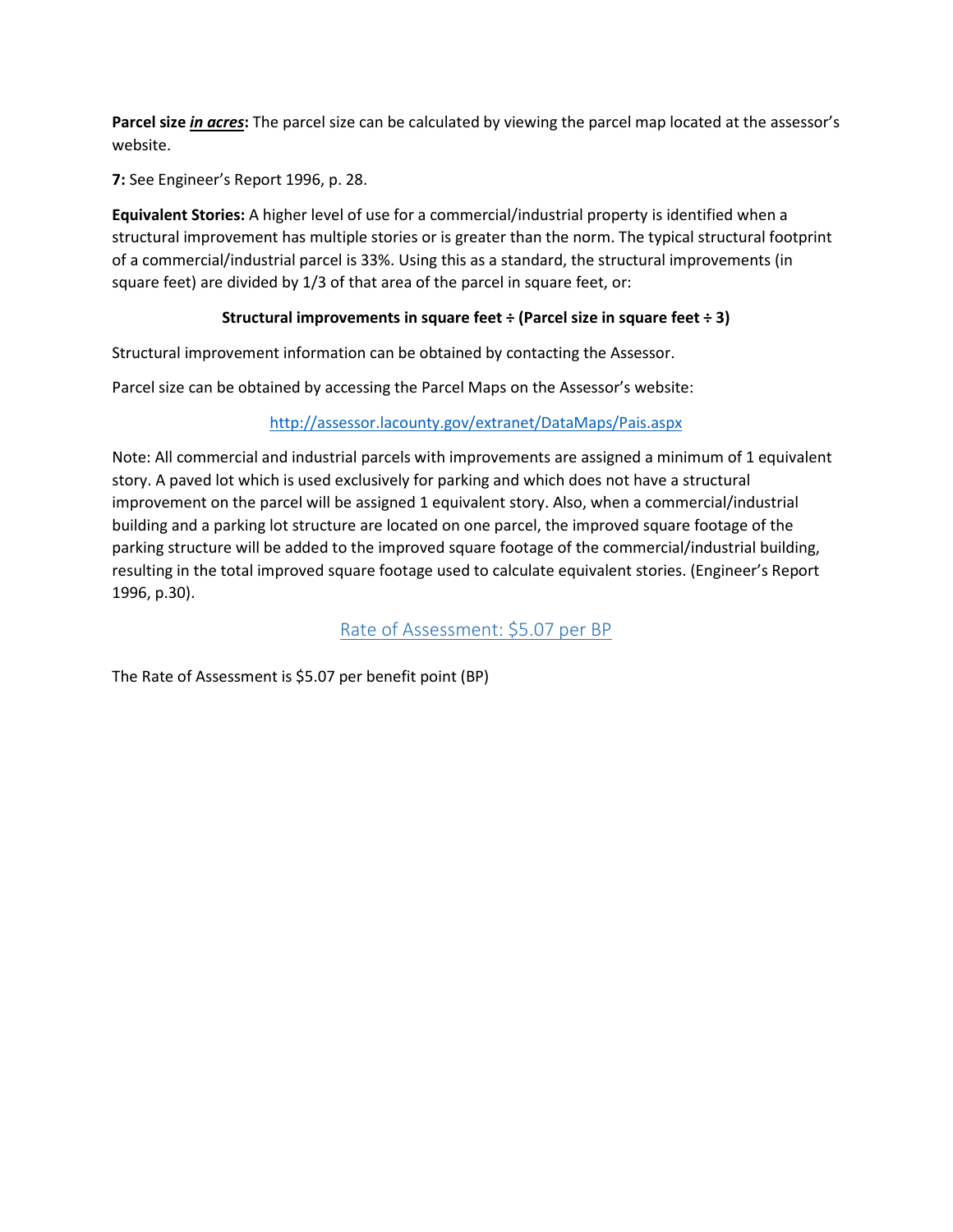**Parcel size *in acres*:** The parcel size can be calculated by viewing the parcel map located at the assessor's website.

**7:** See Engineer's Report 1996, p. 28.

**Equivalent Stories:** A higher level of use for a commercial/industrial property is identified when a structural improvement has multiple stories or is greater than the norm. The typical structural footprint of a commercial/industrial parcel is 33%. Using this as a standard, the structural improvements (in square feet) are divided by 1/3 of that area of the parcel in square feet, or:

**Structural improvements in square feet ÷ (Parcel size in square feet ÷ 3)**

Structural improvement information can be obtained by contacting the Assessor.

Parcel size can be obtained by accessing the Parcel Maps on the Assessor's website:

http://assessor.lacounty.gov/extranet/DataMaps/Pais.aspx

Note: All commercial and industrial parcels with improvements are assigned a minimum of 1 equivalent story. A paved lot which is used exclusively for parking and which does not have a structural improvement on the parcel will be assigned 1 equivalent story. Also, when a commercial/industrial building and a parking lot structure are located on one parcel, the improved square footage of the parking structure will be added to the improved square footage of the commercial/industrial building, resulting in the total improved square footage used to calculate equivalent stories. (Engineer's Report 1996, p.30).

## Rate of Assessment: $5.07 per BP

The Rate of Assessment is $5.07 per benefit point (BP)